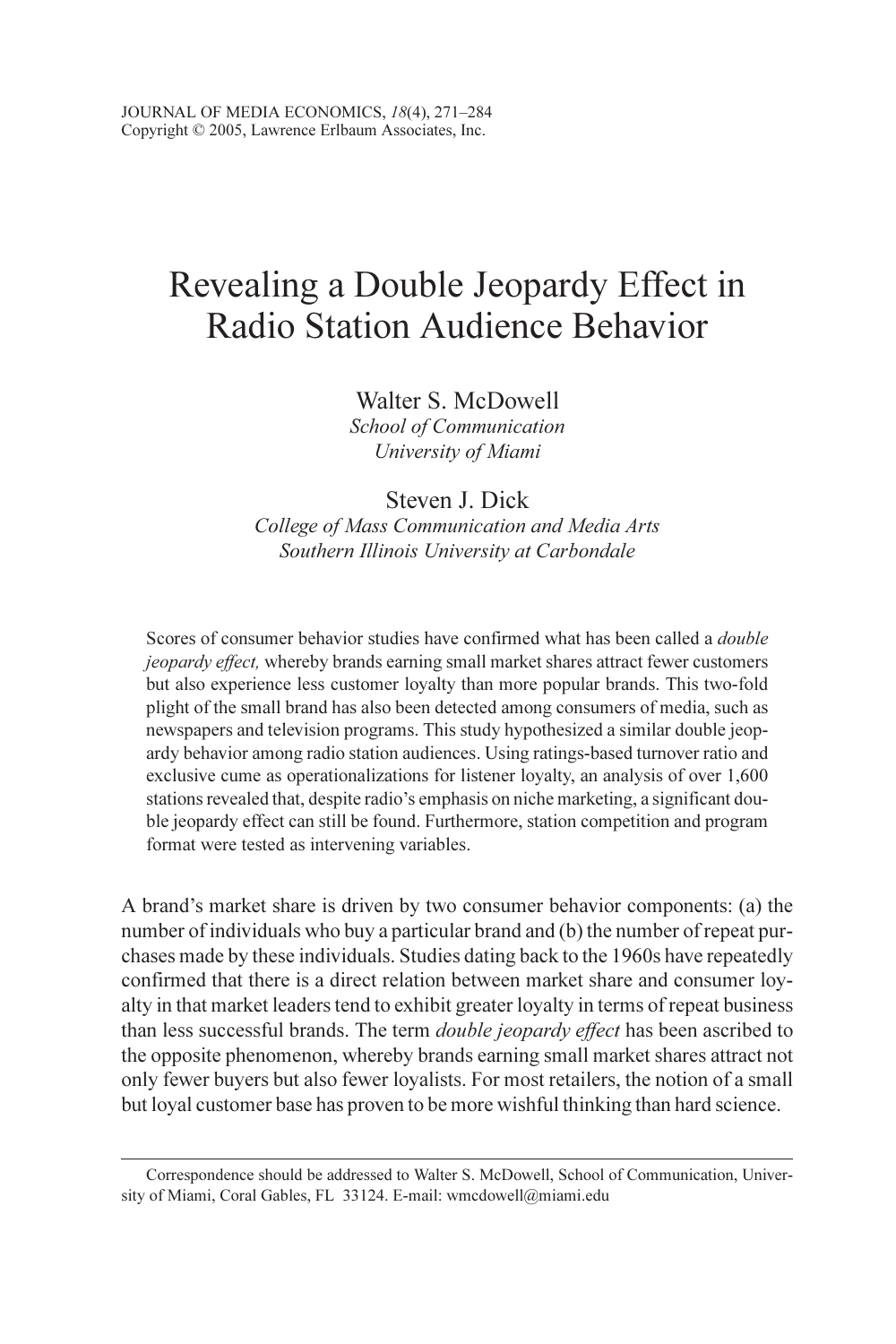# Revealing a Double Jeopardy Effect in Radio Station Audience Behavior

Walter S. McDowell
*School of Communication*
*University of Miami*

Steven J. Dick
*College of Mass Communication and Media Arts*
*Southern Illinois University at Carbondale*

Scores of consumer behavior studies have confirmed what has been called a *double jeopardy effect,* whereby brands earning small market shares attract fewer customers but also experience less customer loyalty than more popular brands. This two-fold plight of the small brand has also been detected among consumers of media, such as newspapers and television programs. This study hypothesized a similar double jeopardy behavior among radio station audiences. Using ratings-based turnover ratio and exclusive cume as operationalizations for listener loyalty, an analysis of over 1,600 stations revealed that, despite radio's emphasis on niche marketing, a significant double jeopardy effect can still be found. Furthermore, station competition and program format were tested as intervening variables.

A brand's market share is driven by two consumer behavior components: (a) the number of individuals who buy a particular brand and (b) the number of repeat purchases made by these individuals. Studies dating back to the 1960s have repeatedly confirmed that there is a direct relation between market share and consumer loyalty in that market leaders tend to exhibit greater loyalty in terms of repeat business than less successful brands. The term *double jeopardy effect* has been ascribed to the opposite phenomenon, whereby brands earning small market shares attract not only fewer buyers but also fewer loyalists. For most retailers, the notion of a small but loyal customer base has proven to be more wishful thinking than hard science.

---

Correspondence should be addressed to Walter S. McDowell, School of Communication, University of Miami, Coral Gables, FL 33124. E-mail: wmcdowell@miami.edu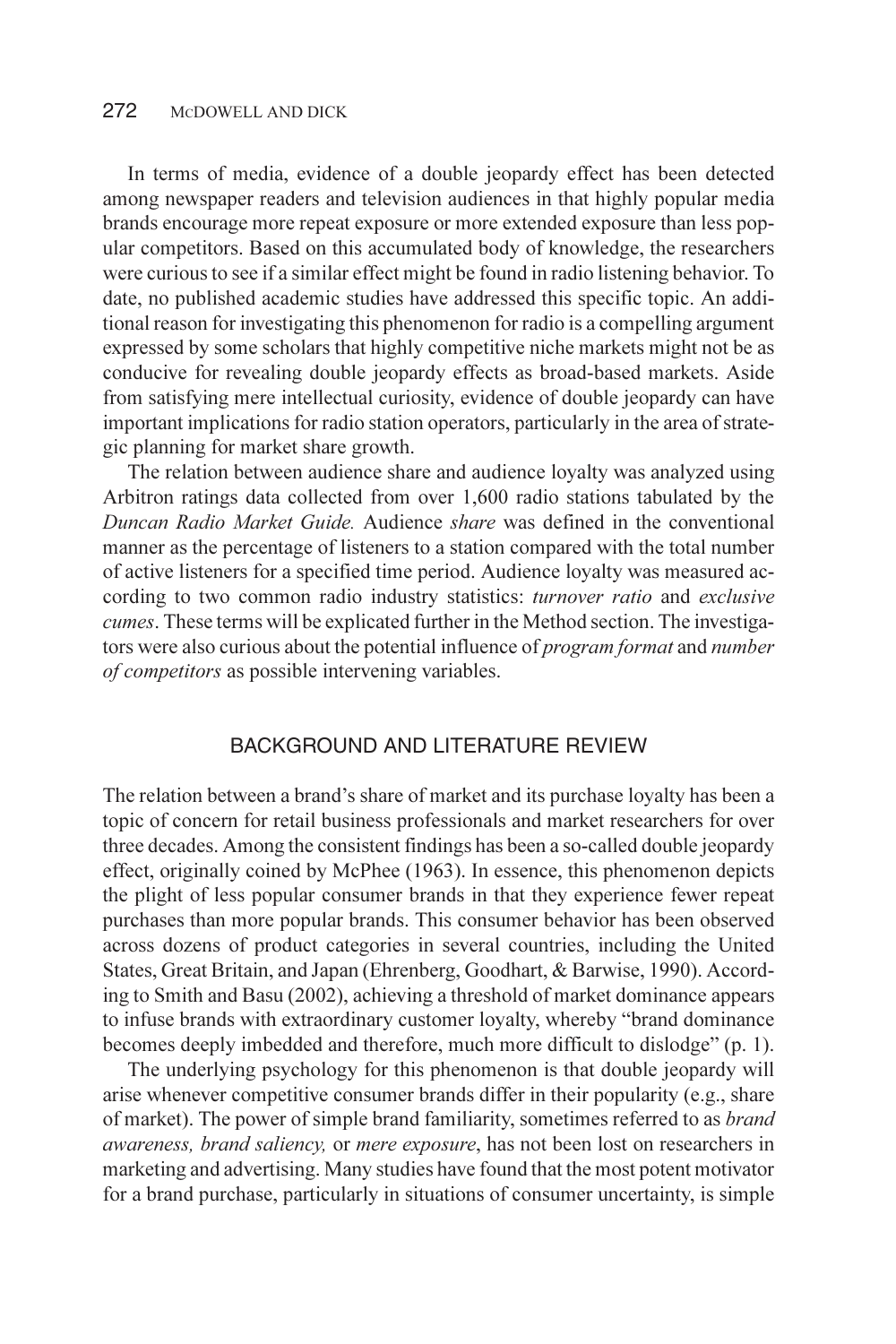In terms of media, evidence of a double jeopardy effect has been detected among newspaper readers and television audiences in that highly popular media brands encourage more repeat exposure or more extended exposure than less popular competitors. Based on this accumulated body of knowledge, the researchers were curious to see if a similar effect might be found in radio listening behavior. To date, no published academic studies have addressed this specific topic. An additional reason for investigating this phenomenon for radio is a compelling argument expressed by some scholars that highly competitive niche markets might not be as conducive for revealing double jeopardy effects as broad-based markets. Aside from satisfying mere intellectual curiosity, evidence of double jeopardy can have important implications for radio station operators, particularly in the area of strategic planning for market share growth.

The relation between audience share and audience loyalty was analyzed using Arbitron ratings data collected from over 1,600 radio stations tabulated by the *Duncan Radio Market Guide.* Audience *share* was defined in the conventional manner as the percentage of listeners to a station compared with the total number of active listeners for a specified time period. Audience loyalty was measured according to two common radio industry statistics: *turnover ratio* and *exclusive cumes*. These terms will be explicated further in the Method section. The investigators were also curious about the potential influence of *program format* and *number of competitors* as possible intervening variables.

## BACKGROUND AND LITERATURE REVIEW

The relation between a brand's share of market and its purchase loyalty has been a topic of concern for retail business professionals and market researchers for over three decades. Among the consistent findings has been a so-called double jeopardy effect, originally coined by McPhee (1963). In essence, this phenomenon depicts the plight of less popular consumer brands in that they experience fewer repeat purchases than more popular brands. This consumer behavior has been observed across dozens of product categories in several countries, including the United States, Great Britain, and Japan (Ehrenberg, Goodhart, & Barwise, 1990). According to Smith and Basu (2002), achieving a threshold of market dominance appears to infuse brands with extraordinary customer loyalty, whereby "brand dominance becomes deeply imbedded and therefore, much more difficult to dislodge" (p. 1).

The underlying psychology for this phenomenon is that double jeopardy will arise whenever competitive consumer brands differ in their popularity (e.g., share of market). The power of simple brand familiarity, sometimes referred to as *brand awareness, brand saliency,* or *mere exposure*, has not been lost on researchers in marketing and advertising. Many studies have found that the most potent motivator for a brand purchase, particularly in situations of consumer uncertainty, is simple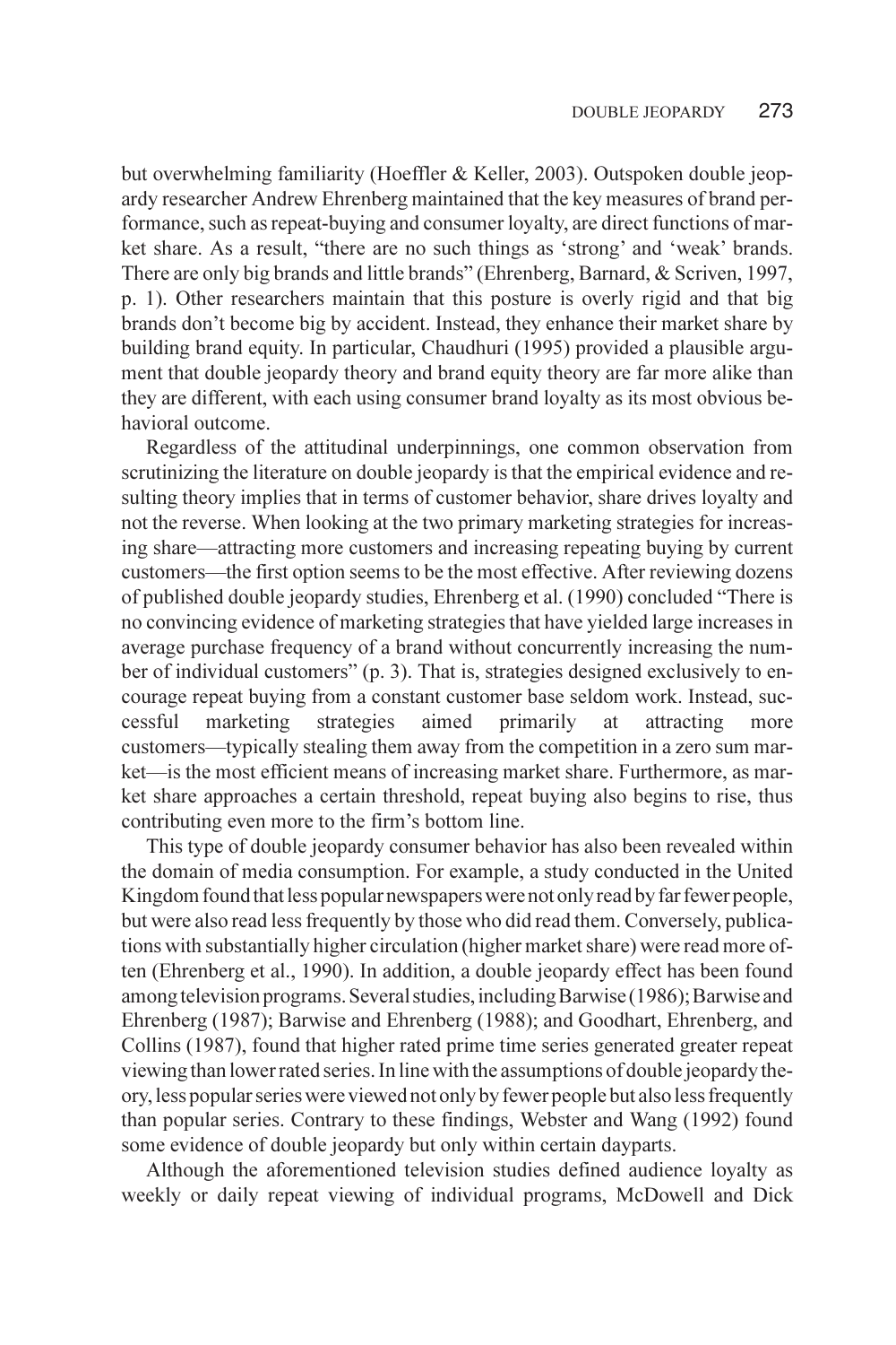but overwhelming familiarity (Hoeffler & Keller, 2003). Outspoken double jeopardy researcher Andrew Ehrenberg maintained that the key measures of brand performance, such as repeat-buying and consumer loyalty, are direct functions of market share. As a result, "there are no such things as 'strong' and 'weak' brands. There are only big brands and little brands" (Ehrenberg, Barnard, & Scriven, 1997, p. 1). Other researchers maintain that this posture is overly rigid and that big brands don't become big by accident. Instead, they enhance their market share by building brand equity. In particular, Chaudhuri (1995) provided a plausible argument that double jeopardy theory and brand equity theory are far more alike than they are different, with each using consumer brand loyalty as its most obvious behavioral outcome.

Regardless of the attitudinal underpinnings, one common observation from scrutinizing the literature on double jeopardy is that the empirical evidence and resulting theory implies that in terms of customer behavior, share drives loyalty and not the reverse. When looking at the two primary marketing strategies for increasing share—attracting more customers and increasing repeating buying by current customers—the first option seems to be the most effective. After reviewing dozens of published double jeopardy studies, Ehrenberg et al. (1990) concluded "There is no convincing evidence of marketing strategies that have yielded large increases in average purchase frequency of a brand without concurrently increasing the number of individual customers" (p. 3). That is, strategies designed exclusively to encourage repeat buying from a constant customer base seldom work. Instead, successful marketing strategies aimed primarily at attracting more customers—typically stealing them away from the competition in a zero sum market—is the most efficient means of increasing market share. Furthermore, as market share approaches a certain threshold, repeat buying also begins to rise, thus contributing even more to the firm's bottom line.

This type of double jeopardy consumer behavior has also been revealed within the domain of media consumption. For example, a study conducted in the United Kingdom found that less popular newspapers were not only read by far fewer people, but were also read less frequently by those who did read them. Conversely, publications with substantially higher circulation (higher market share) were read more often (Ehrenberg et al., 1990). In addition, a double jeopardy effect has been found among television programs. Several studies, including Barwise (1986); Barwise and Ehrenberg (1987); Barwise and Ehrenberg (1988); and Goodhart, Ehrenberg, and Collins (1987), found that higher rated prime time series generated greater repeat viewing than lower rated series. In line with the assumptions of double jeopardy theory, less popular series were viewed not only by fewer people but also less frequently than popular series. Contrary to these findings, Webster and Wang (1992) found some evidence of double jeopardy but only within certain dayparts.

Although the aforementioned television studies defined audience loyalty as weekly or daily repeat viewing of individual programs, McDowell and Dick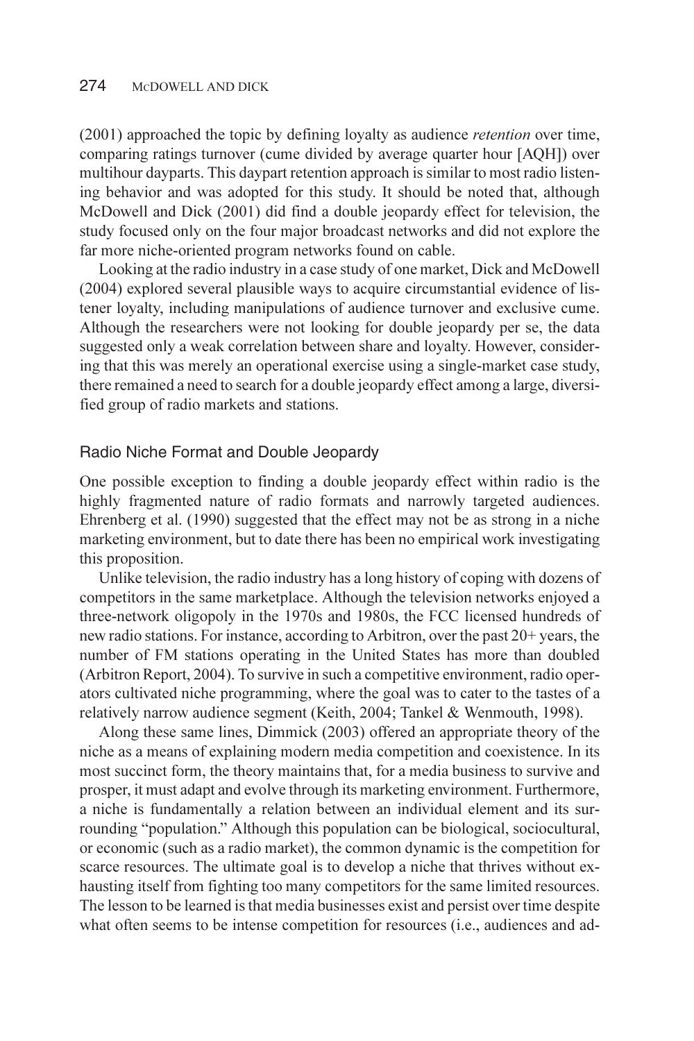(2001) approached the topic by defining loyalty as audience *retention* over time, comparing ratings turnover (cume divided by average quarter hour [AQH]) over multihour dayparts. This daypart retention approach is similar to most radio listening behavior and was adopted for this study. It should be noted that, although McDowell and Dick (2001) did find a double jeopardy effect for television, the study focused only on the four major broadcast networks and did not explore the far more niche-oriented program networks found on cable.

Looking at the radio industry in a case study of one market, Dick and McDowell (2004) explored several plausible ways to acquire circumstantial evidence of listener loyalty, including manipulations of audience turnover and exclusive cume. Although the researchers were not looking for double jeopardy per se, the data suggested only a weak correlation between share and loyalty. However, considering that this was merely an operational exercise using a single-market case study, there remained a need to search for a double jeopardy effect among a large, diversified group of radio markets and stations.

## Radio Niche Format and Double Jeopardy

One possible exception to finding a double jeopardy effect within radio is the highly fragmented nature of radio formats and narrowly targeted audiences. Ehrenberg et al. (1990) suggested that the effect may not be as strong in a niche marketing environment, but to date there has been no empirical work investigating this proposition.

Unlike television, the radio industry has a long history of coping with dozens of competitors in the same marketplace. Although the television networks enjoyed a three-network oligopoly in the 1970s and 1980s, the FCC licensed hundreds of new radio stations. For instance, according to Arbitron, over the past 20+ years, the number of FM stations operating in the United States has more than doubled (Arbitron Report, 2004). To survive in such a competitive environment, radio operators cultivated niche programming, where the goal was to cater to the tastes of a relatively narrow audience segment (Keith, 2004; Tankel & Wenmouth, 1998).

Along these same lines, Dimmick (2003) offered an appropriate theory of the niche as a means of explaining modern media competition and coexistence. In its most succinct form, the theory maintains that, for a media business to survive and prosper, it must adapt and evolve through its marketing environment. Furthermore, a niche is fundamentally a relation between an individual element and its surrounding "population." Although this population can be biological, sociocultural, or economic (such as a radio market), the common dynamic is the competition for scarce resources. The ultimate goal is to develop a niche that thrives without exhausting itself from fighting too many competitors for the same limited resources. The lesson to be learned is that media businesses exist and persist over time despite what often seems to be intense competition for resources (i.e., audiences and ad-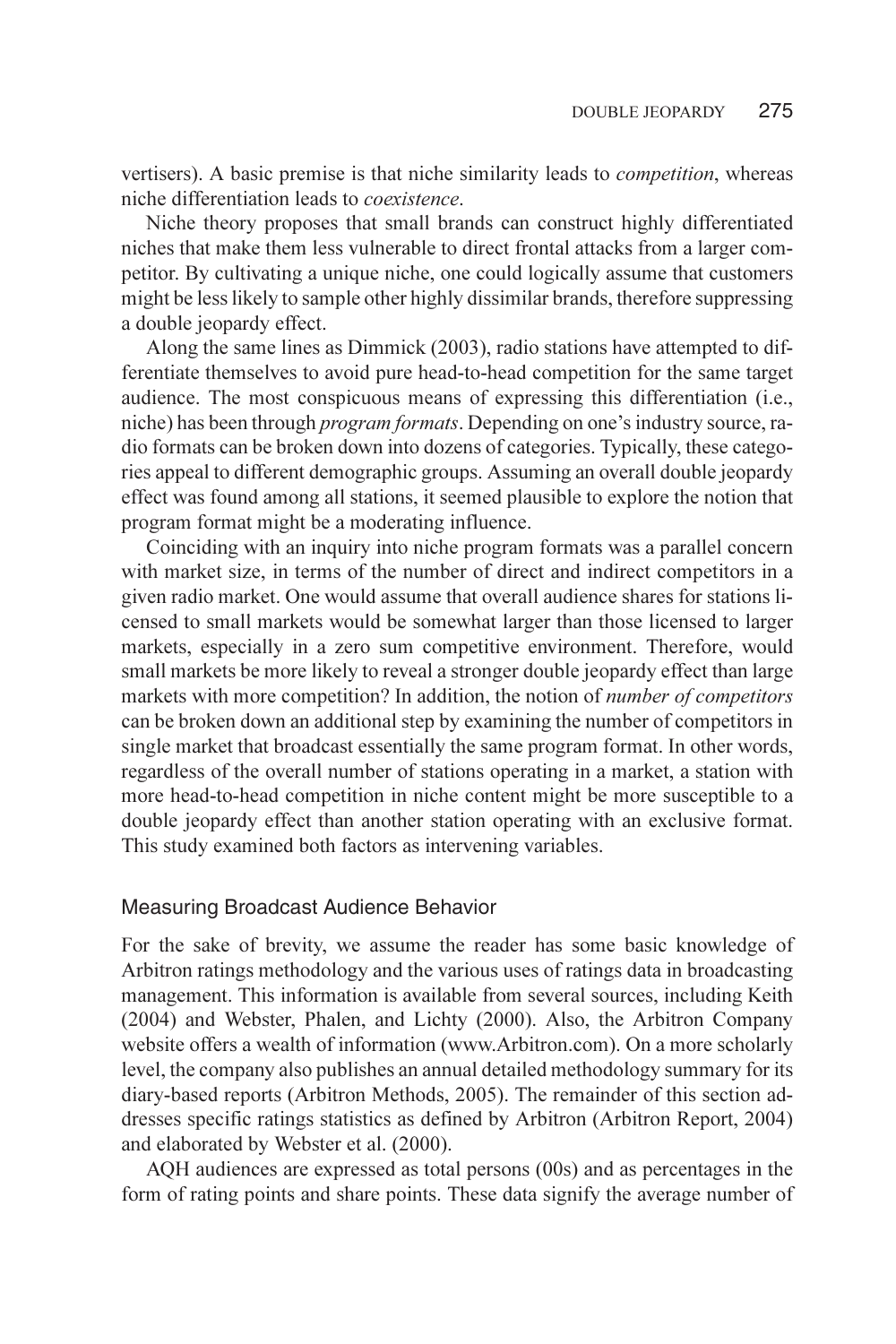vertisers). A basic premise is that niche similarity leads to *competition*, whereas niche differentiation leads to *coexistence*.

Niche theory proposes that small brands can construct highly differentiated niches that make them less vulnerable to direct frontal attacks from a larger competitor. By cultivating a unique niche, one could logically assume that customers might be less likely to sample other highly dissimilar brands, therefore suppressing a double jeopardy effect.

Along the same lines as Dimmick (2003), radio stations have attempted to differentiate themselves to avoid pure head-to-head competition for the same target audience. The most conspicuous means of expressing this differentiation (i.e., niche) has been through *program formats*. Depending on one's industry source, radio formats can be broken down into dozens of categories. Typically, these categories appeal to different demographic groups. Assuming an overall double jeopardy effect was found among all stations, it seemed plausible to explore the notion that program format might be a moderating influence.

Coinciding with an inquiry into niche program formats was a parallel concern with market size, in terms of the number of direct and indirect competitors in a given radio market. One would assume that overall audience shares for stations licensed to small markets would be somewhat larger than those licensed to larger markets, especially in a zero sum competitive environment. Therefore, would small markets be more likely to reveal a stronger double jeopardy effect than large markets with more competition? In addition, the notion of *number of competitors* can be broken down an additional step by examining the number of competitors in single market that broadcast essentially the same program format. In other words, regardless of the overall number of stations operating in a market, a station with more head-to-head competition in niche content might be more susceptible to a double jeopardy effect than another station operating with an exclusive format. This study examined both factors as intervening variables.

### Measuring Broadcast Audience Behavior

For the sake of brevity, we assume the reader has some basic knowledge of Arbitron ratings methodology and the various uses of ratings data in broadcasting management. This information is available from several sources, including Keith (2004) and Webster, Phalen, and Lichty (2000). Also, the Arbitron Company website offers a wealth of information (www.Arbitron.com). On a more scholarly level, the company also publishes an annual detailed methodology summary for its diary-based reports (Arbitron Methods, 2005). The remainder of this section addresses specific ratings statistics as defined by Arbitron (Arbitron Report, 2004) and elaborated by Webster et al. (2000).

AQH audiences are expressed as total persons (00s) and as percentages in the form of rating points and share points. These data signify the average number of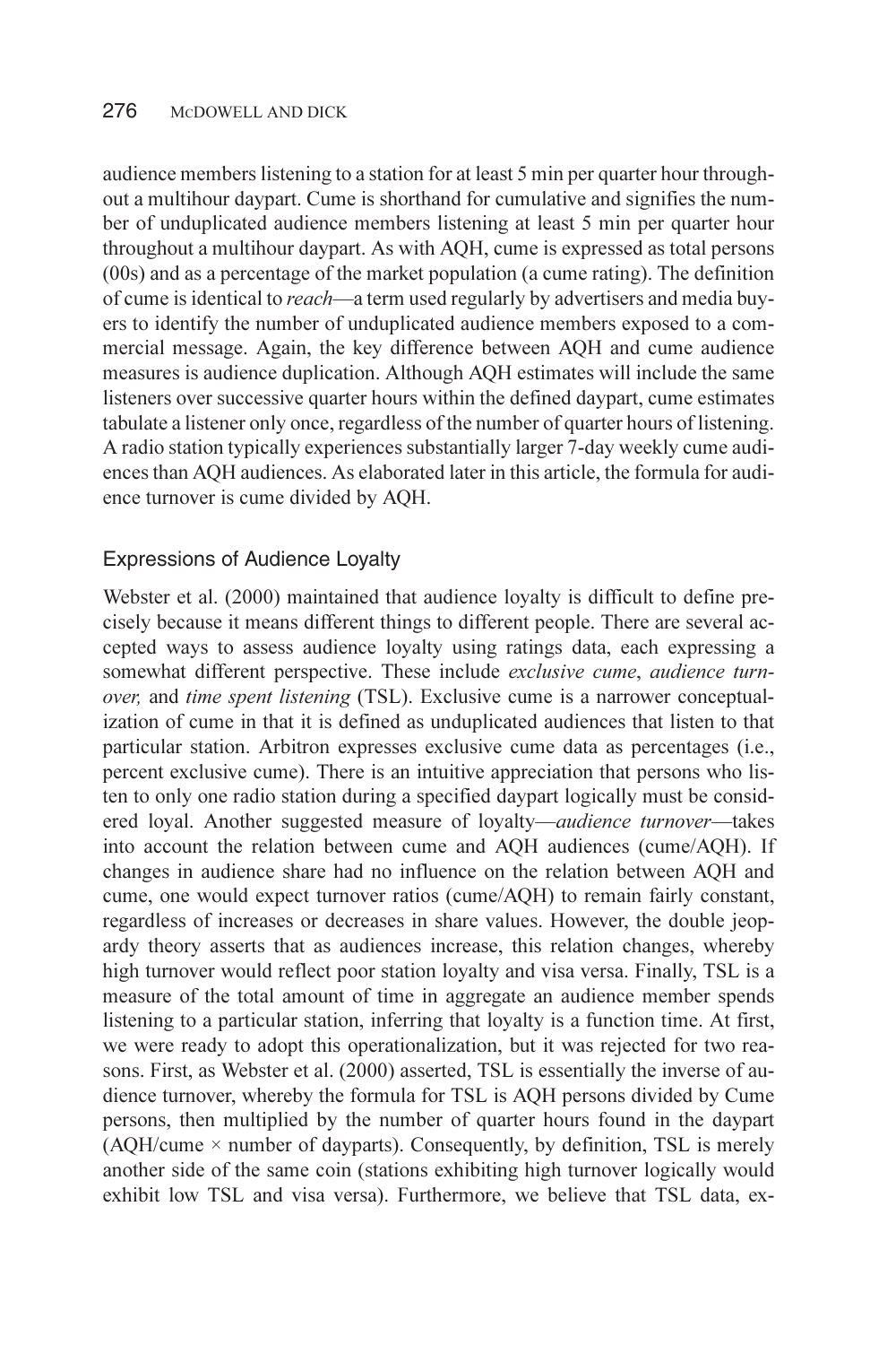audience members listening to a station for at least 5 min per quarter hour throughout a multihour daypart. Cume is shorthand for cumulative and signifies the number of unduplicated audience members listening at least 5 min per quarter hour throughout a multihour daypart. As with AQH, cume is expressed as total persons (00s) and as a percentage of the market population (a cume rating). The definition of cume is identical to *reach*—a term used regularly by advertisers and media buyers to identify the number of unduplicated audience members exposed to a commercial message. Again, the key difference between AQH and cume audience measures is audience duplication. Although AQH estimates will include the same listeners over successive quarter hours within the defined daypart, cume estimates tabulate a listener only once, regardless of the number of quarter hours of listening. A radio station typically experiences substantially larger 7-day weekly cume audiences than AQH audiences. As elaborated later in this article, the formula for audience turnover is cume divided by AQH.

## Expressions of Audience Loyalty

Webster et al. (2000) maintained that audience loyalty is difficult to define precisely because it means different things to different people. There are several accepted ways to assess audience loyalty using ratings data, each expressing a somewhat different perspective. These include *exclusive cume*, *audience turnover,* and *time spent listening* (TSL). Exclusive cume is a narrower conceptualization of cume in that it is defined as unduplicated audiences that listen to that particular station. Arbitron expresses exclusive cume data as percentages (i.e., percent exclusive cume). There is an intuitive appreciation that persons who listen to only one radio station during a specified daypart logically must be considered loyal. Another suggested measure of loyalty—*audience turnover*—takes into account the relation between cume and AQH audiences (cume/AQH). If changes in audience share had no influence on the relation between AQH and cume, one would expect turnover ratios (cume/AQH) to remain fairly constant, regardless of increases or decreases in share values. However, the double jeopardy theory asserts that as audiences increase, this relation changes, whereby high turnover would reflect poor station loyalty and visa versa. Finally, TSL is a measure of the total amount of time in aggregate an audience member spends listening to a particular station, inferring that loyalty is a function time. At first, we were ready to adopt this operationalization, but it was rejected for two reasons. First, as Webster et al. (2000) asserted, TSL is essentially the inverse of audience turnover, whereby the formula for TSL is AQH persons divided by Cume persons, then multiplied by the number of quarter hours found in the daypart (AQH/cume × number of dayparts). Consequently, by definition, TSL is merely another side of the same coin (stations exhibiting high turnover logically would exhibit low TSL and visa versa). Furthermore, we believe that TSL data, ex-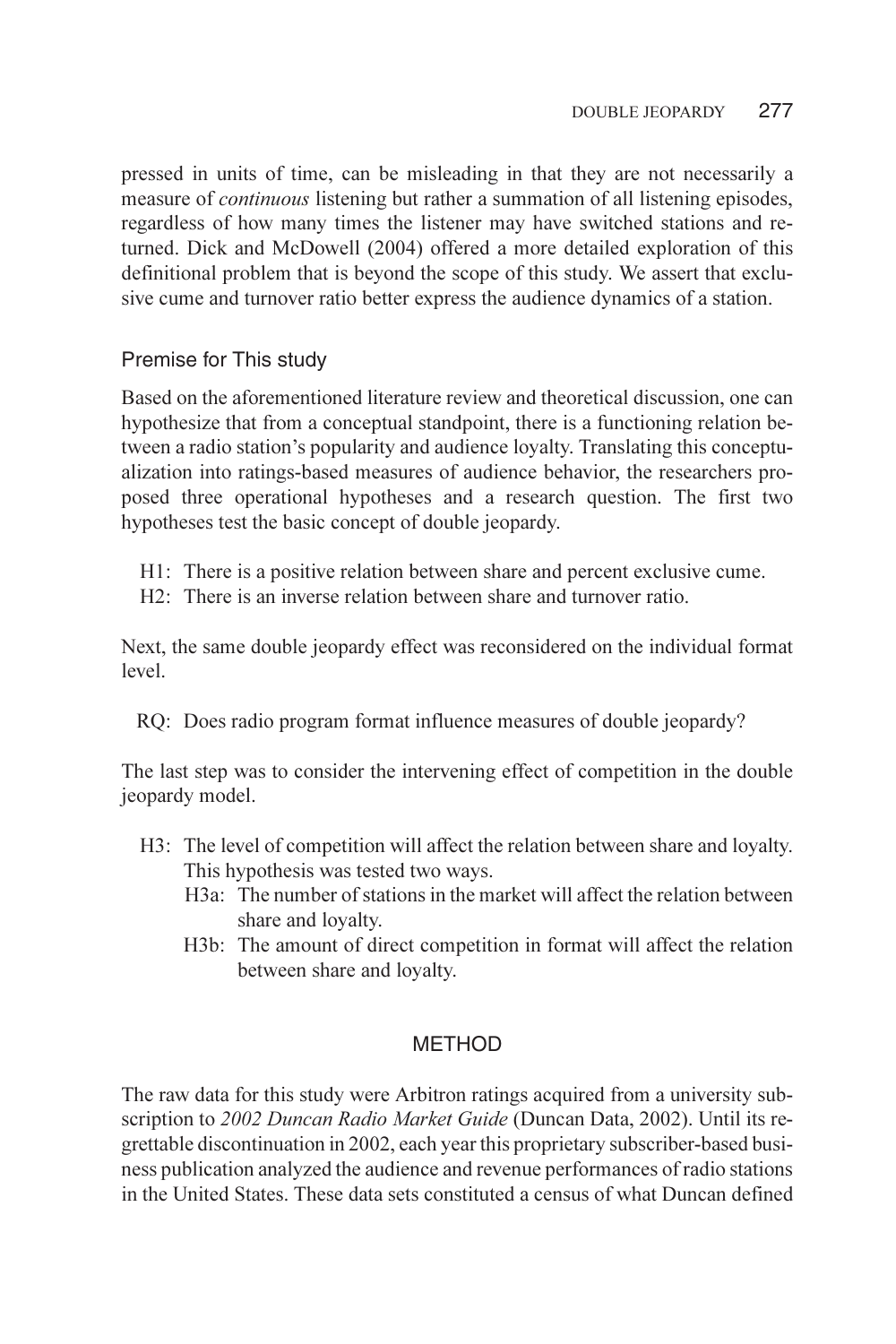pressed in units of time, can be misleading in that they are not necessarily a measure of *continuous* listening but rather a summation of all listening episodes, regardless of how many times the listener may have switched stations and returned. Dick and McDowell (2004) offered a more detailed exploration of this definitional problem that is beyond the scope of this study. We assert that exclusive cume and turnover ratio better express the audience dynamics of a station.

### Premise for This study

Based on the aforementioned literature review and theoretical discussion, one can hypothesize that from a conceptual standpoint, there is a functioning relation between a radio station's popularity and audience loyalty. Translating this conceptualization into ratings-based measures of audience behavior, the researchers proposed three operational hypotheses and a research question. The first two hypotheses test the basic concept of double jeopardy.

- H1: There is a positive relation between share and percent exclusive cume.
- H2: There is an inverse relation between share and turnover ratio.

Next, the same double jeopardy effect was reconsidered on the individual format level.

- RQ: Does radio program format influence measures of double jeopardy?

The last step was to consider the intervening effect of competition in the double jeopardy model.

- H3: The level of competition will affect the relation between share and loyalty. This hypothesis was tested two ways.
  - H3a: The number of stations in the market will affect the relation between share and loyalty.
  - H3b: The amount of direct competition in format will affect the relation between share and loyalty.

## METHOD

The raw data for this study were Arbitron ratings acquired from a university subscription to *2002 Duncan Radio Market Guide* (Duncan Data, 2002). Until its regrettable discontinuation in 2002, each year this proprietary subscriber-based business publication analyzed the audience and revenue performances of radio stations in the United States. These data sets constituted a census of what Duncan defined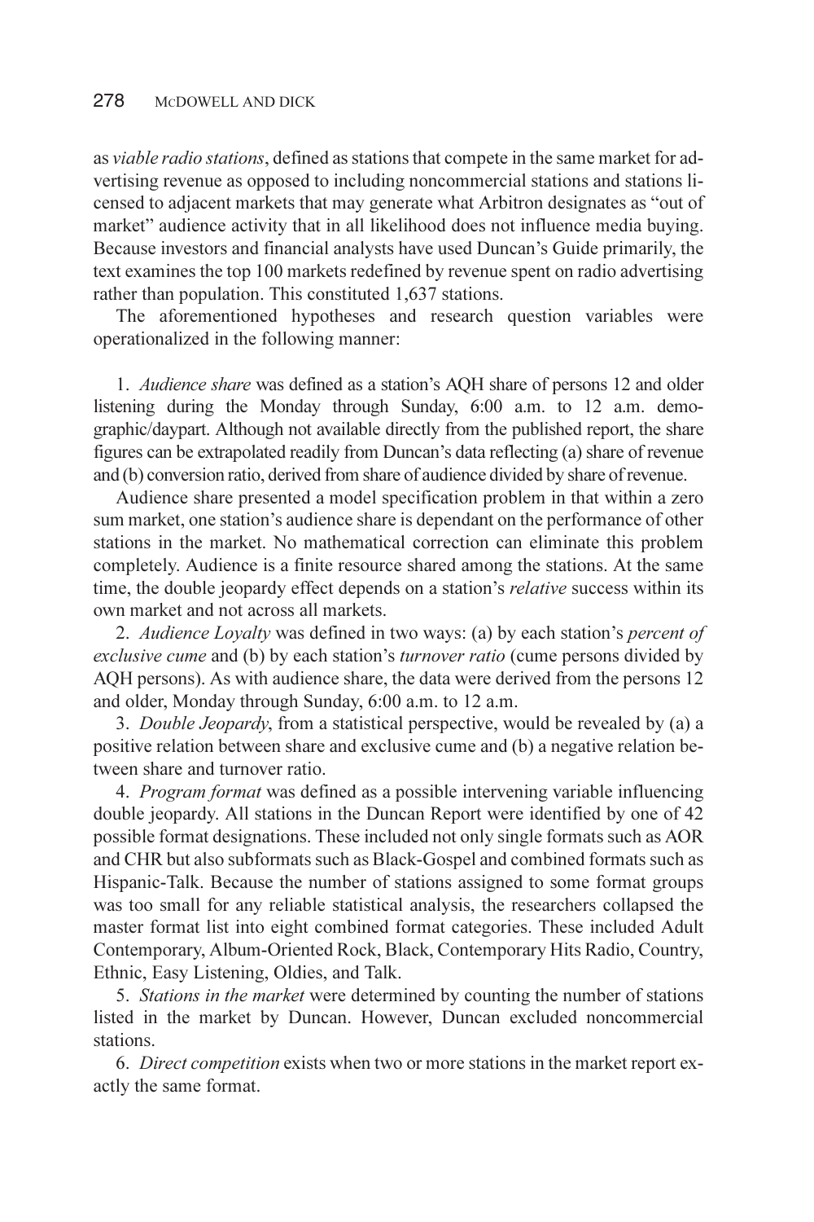as *viable radio stations*, defined as stations that compete in the same market for advertising revenue as opposed to including noncommercial stations and stations licensed to adjacent markets that may generate what Arbitron designates as "out of market" audience activity that in all likelihood does not influence media buying. Because investors and financial analysts have used Duncan's Guide primarily, the text examines the top 100 markets redefined by revenue spent on radio advertising rather than population. This constituted 1,637 stations.

The aforementioned hypotheses and research question variables were operationalized in the following manner:

1. *Audience share* was defined as a station's AQH share of persons 12 and older listening during the Monday through Sunday, 6:00 a.m. to 12 a.m. demographic/daypart. Although not available directly from the published report, the share figures can be extrapolated readily from Duncan's data reflecting (a) share of revenue and (b) conversion ratio, derived from share of audience divided by share of revenue.

Audience share presented a model specification problem in that within a zero sum market, one station's audience share is dependant on the performance of other stations in the market. No mathematical correction can eliminate this problem completely. Audience is a finite resource shared among the stations. At the same time, the double jeopardy effect depends on a station's *relative* success within its own market and not across all markets.

2. *Audience Loyalty* was defined in two ways: (a) by each station's *percent of exclusive cume* and (b) by each station's *turnover ratio* (cume persons divided by AQH persons). As with audience share, the data were derived from the persons 12 and older, Monday through Sunday, 6:00 a.m. to 12 a.m.

3. *Double Jeopardy*, from a statistical perspective, would be revealed by (a) a positive relation between share and exclusive cume and (b) a negative relation between share and turnover ratio.

4. *Program format* was defined as a possible intervening variable influencing double jeopardy. All stations in the Duncan Report were identified by one of 42 possible format designations. These included not only single formats such as AOR and CHR but also subformats such as Black-Gospel and combined formats such as Hispanic-Talk. Because the number of stations assigned to some format groups was too small for any reliable statistical analysis, the researchers collapsed the master format list into eight combined format categories. These included Adult Contemporary, Album-Oriented Rock, Black, Contemporary Hits Radio, Country, Ethnic, Easy Listening, Oldies, and Talk.

5. *Stations in the market* were determined by counting the number of stations listed in the market by Duncan. However, Duncan excluded noncommercial stations.

6. *Direct competition* exists when two or more stations in the market report exactly the same format.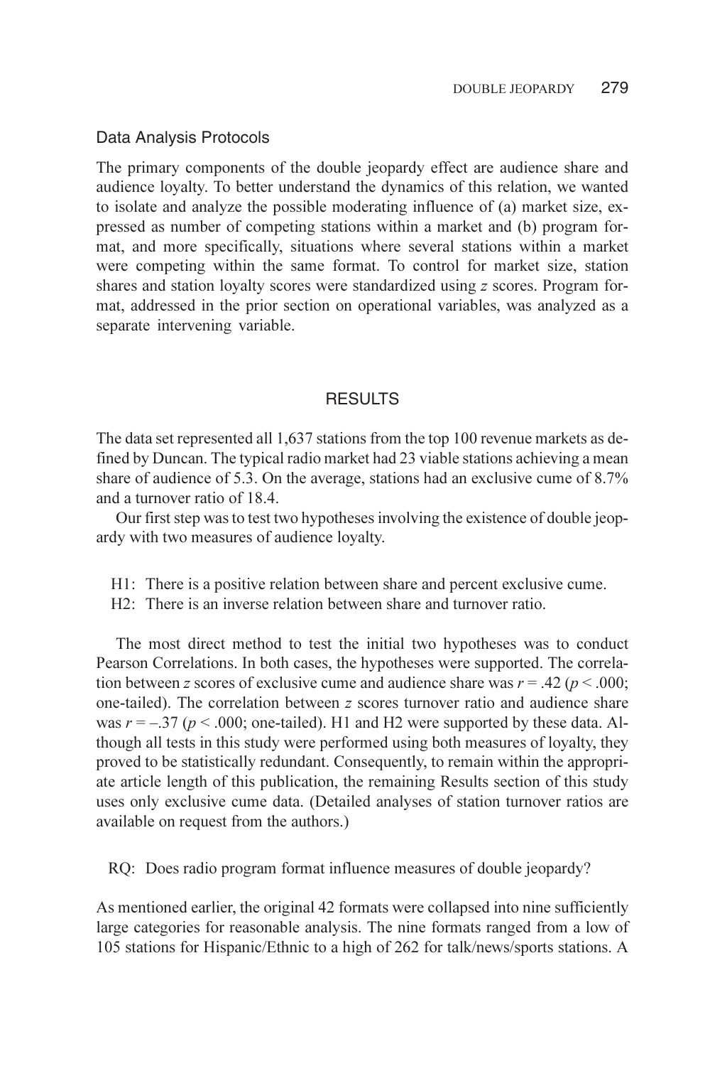### Data Analysis Protocols

The primary components of the double jeopardy effect are audience share and audience loyalty. To better understand the dynamics of this relation, we wanted to isolate and analyze the possible moderating influence of (a) market size, expressed as number of competing stations within a market and (b) program format, and more specifically, situations where several stations within a market were competing within the same format. To control for market size, station shares and station loyalty scores were standardized using *z* scores. Program format, addressed in the prior section on operational variables, was analyzed as a separate intervening variable.

## RESULTS

The data set represented all 1,637 stations from the top 100 revenue markets as defined by Duncan. The typical radio market had 23 viable stations achieving a mean share of audience of 5.3. On the average, stations had an exclusive cume of 8.7% and a turnover ratio of 18.4.

Our first step was to test two hypotheses involving the existence of double jeopardy with two measures of audience loyalty.

- H1: There is a positive relation between share and percent exclusive cume.
- H2: There is an inverse relation between share and turnover ratio.

The most direct method to test the initial two hypotheses was to conduct Pearson Correlations. In both cases, the hypotheses were supported. The correlation between *z* scores of exclusive cume and audience share was $r = .42$ ($p < .000$; one-tailed). The correlation between *z* scores turnover ratio and audience share was $r = -.37$ ($p < .000$; one-tailed). H1 and H2 were supported by these data. Although all tests in this study were performed using both measures of loyalty, they proved to be statistically redundant. Consequently, to remain within the appropriate article length of this publication, the remaining Results section of this study uses only exclusive cume data. (Detailed analyses of station turnover ratios are available on request from the authors.)

RQ: Does radio program format influence measures of double jeopardy?

As mentioned earlier, the original 42 formats were collapsed into nine sufficiently large categories for reasonable analysis. The nine formats ranged from a low of 105 stations for Hispanic/Ethnic to a high of 262 for talk/news/sports stations. A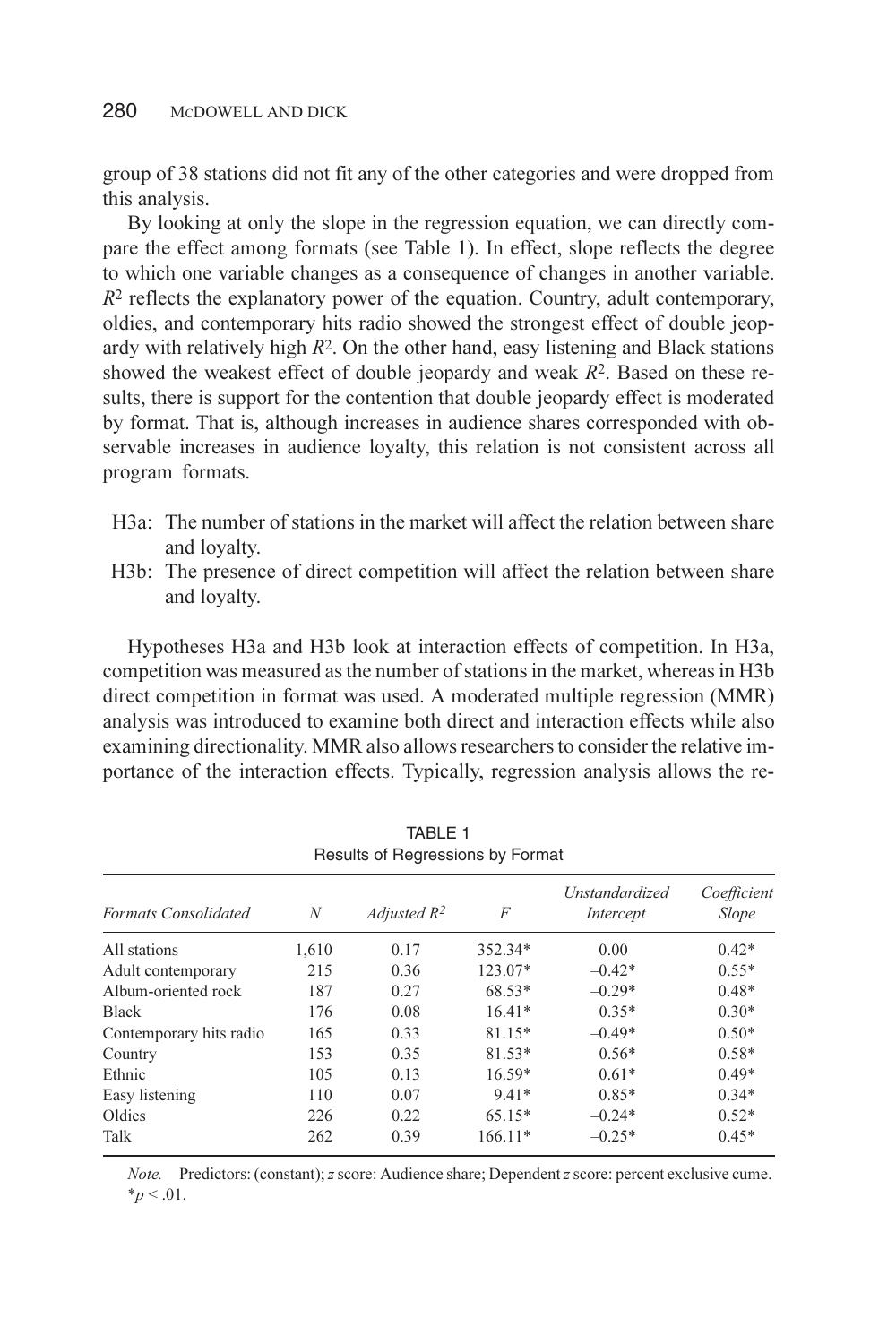group of 38 stations did not fit any of the other categories and were dropped from this analysis.

By looking at only the slope in the regression equation, we can directly compare the effect among formats (see Table 1). In effect, slope reflects the degree to which one variable changes as a consequence of changes in another variable. $R^2$ reflects the explanatory power of the equation. Country, adult contemporary, oldies, and contemporary hits radio showed the strongest effect of double jeopardy with relatively high $R^2$. On the other hand, easy listening and Black stations showed the weakest effect of double jeopardy and weak $R^2$. Based on these results, there is support for the contention that double jeopardy effect is moderated by format. That is, although increases in audience shares corresponded with observable increases in audience loyalty, this relation is not consistent across all program formats.

- H3a: The number of stations in the market will affect the relation between share and loyalty.
- H3b: The presence of direct competition will affect the relation between share and loyalty.

Hypotheses H3a and H3b look at interaction effects of competition. In H3a, competition was measured as the number of stations in the market, whereas in H3b direct competition in format was used. A moderated multiple regression (MMR) analysis was introduced to examine both direct and interaction effects while also examining directionality. MMR also allows researchers to consider the relative importance of the interaction effects. Typically, regression analysis allows the re-

TABLE 1
Results of Regressions by Format

| *Formats Consolidated* | *N* | *Adjusted* $R^2$ | *F* | *Unstandardized Intercept* | *Coefficient Slope* |
|---|---|---|---|---|---|
| All stations | 1,610 | 0.17 | 352.34* | 0.00 | 0.42* |
| Adult contemporary | 215 | 0.36 | 123.07* | –0.42* | 0.55* |
| Album-oriented rock | 187 | 0.27 | 68.53* | –0.29* | 0.48* |
| Black | 176 | 0.08 | 16.41* | 0.35* | 0.30* |
| Contemporary hits radio | 165 | 0.33 | 81.15* | –0.49* | 0.50* |
| Country | 153 | 0.35 | 81.53* | 0.56* | 0.58* |
| Ethnic | 105 | 0.13 | 16.59* | 0.61* | 0.49* |
| Easy listening | 110 | 0.07 | 9.41* | 0.85* | 0.34* |
| Oldies | 226 | 0.22 | 65.15* | –0.24* | 0.52* |
| Talk | 262 | 0.39 | 166.11* | –0.25* | 0.45* |

*Note.* Predictors: (constant); *z* score: Audience share; Dependent *z* score: percent exclusive cume.
$*p < .01$.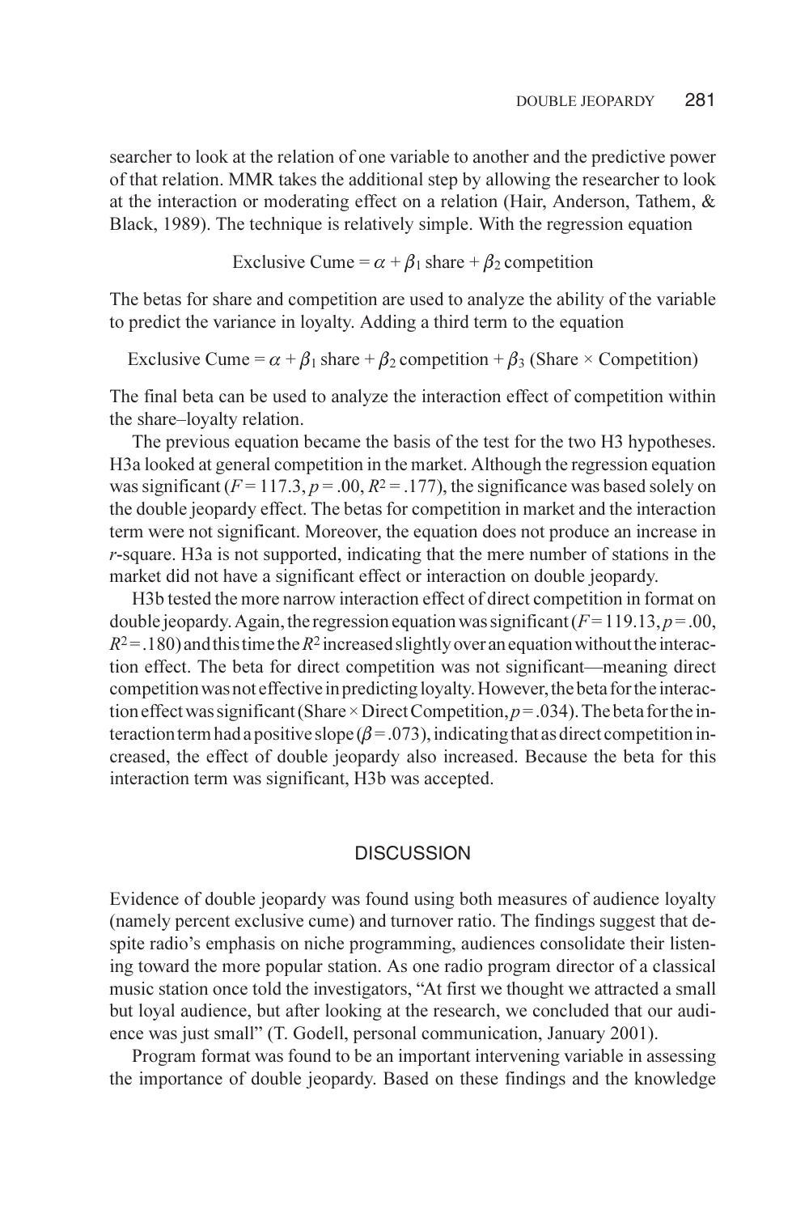searcher to look at the relation of one variable to another and the predictive power of that relation. MMR takes the additional step by allowing the researcher to look at the interaction or moderating effect on a relation (Hair, Anderson, Tathem, & Black, 1989). The technique is relatively simple. With the regression equation

$$\text{Exclusive Cume} = \alpha + \beta_1 \text{ share} + \beta_2 \text{ competition}$$

The betas for share and competition are used to analyze the ability of the variable to predict the variance in loyalty. Adding a third term to the equation

$$\text{Exclusive Cume} = \alpha + \beta_1 \text{ share} + \beta_2 \text{ competition} + \beta_3 \text{ (Share} \times \text{Competition)}$$

The final beta can be used to analyze the interaction effect of competition within the share–loyalty relation.

The previous equation became the basis of the test for the two H3 hypotheses. H3a looked at general competition in the market. Although the regression equation was significant ($F = 117.3$, $p = .00$, $R^2 = .177$), the significance was based solely on the double jeopardy effect. The betas for competition in market and the interaction term were not significant. Moreover, the equation does not produce an increase in *r*-square. H3a is not supported, indicating that the mere number of stations in the market did not have a significant effect or interaction on double jeopardy.

H3b tested the more narrow interaction effect of direct competition in format on double jeopardy. Again, the regression equation was significant ($F = 119.13$, $p = .00$, $R^2 = .180$) and this time the $R^2$ increased slightly over an equation without the interaction effect. The beta for direct competition was not significant—meaning direct competition was not effective in predicting loyalty. However, the beta for the interaction effect was significant (Share × Direct Competition, $p = .034$). The beta for the interaction term had a positive slope ($\beta = .073$), indicating that as direct competition increased, the effect of double jeopardy also increased. Because the beta for this interaction term was significant, H3b was accepted.

## DISCUSSION

Evidence of double jeopardy was found using both measures of audience loyalty (namely percent exclusive cume) and turnover ratio. The findings suggest that despite radio's emphasis on niche programming, audiences consolidate their listening toward the more popular station. As one radio program director of a classical music station once told the investigators, "At first we thought we attracted a small but loyal audience, but after looking at the research, we concluded that our audience was just small" (T. Godell, personal communication, January 2001).

Program format was found to be an important intervening variable in assessing the importance of double jeopardy. Based on these findings and the knowledge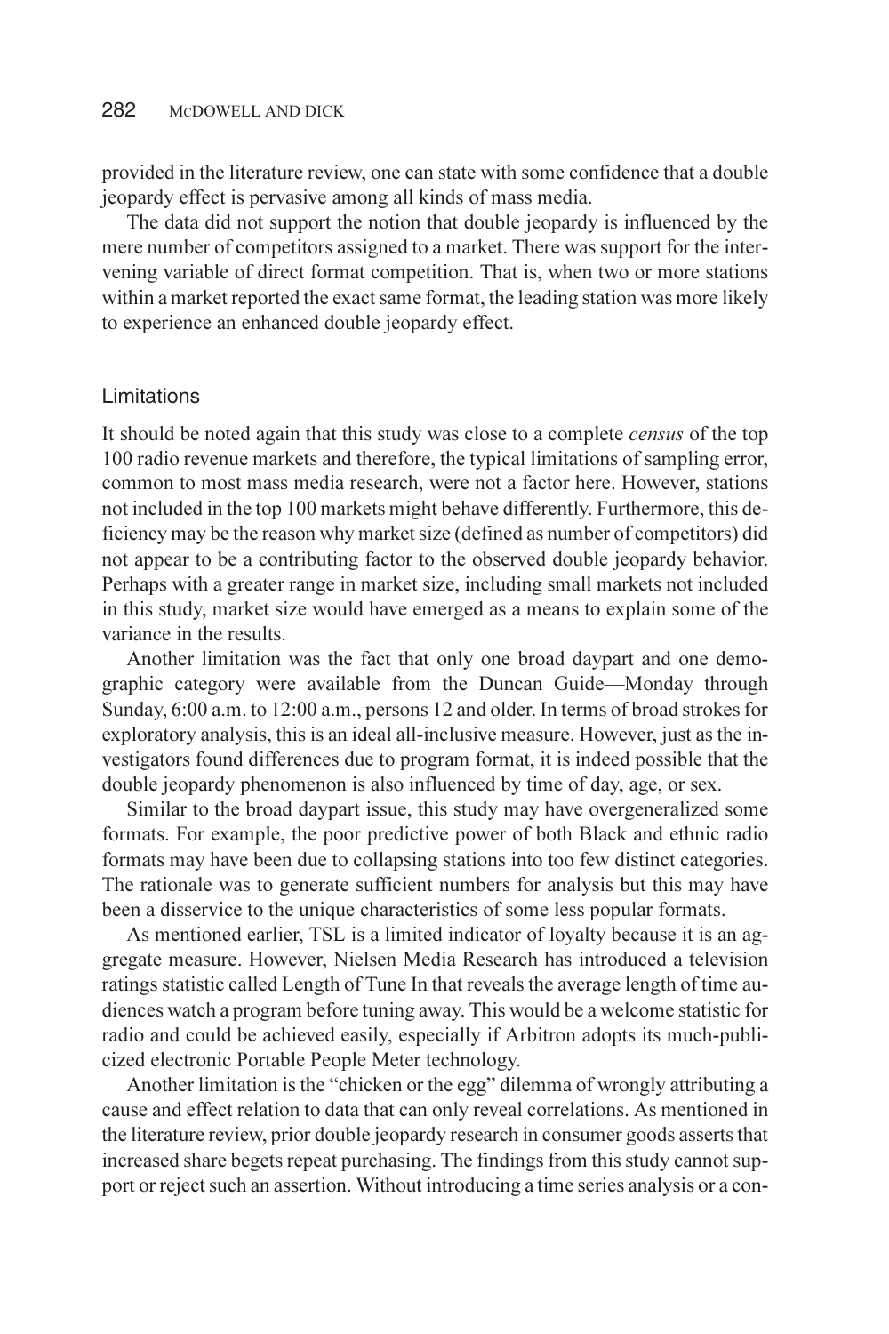provided in the literature review, one can state with some confidence that a double jeopardy effect is pervasive among all kinds of mass media.

The data did not support the notion that double jeopardy is influenced by the mere number of competitors assigned to a market. There was support for the intervening variable of direct format competition. That is, when two or more stations within a market reported the exact same format, the leading station was more likely to experience an enhanced double jeopardy effect.

### Limitations

It should be noted again that this study was close to a complete *census* of the top 100 radio revenue markets and therefore, the typical limitations of sampling error, common to most mass media research, were not a factor here. However, stations not included in the top 100 markets might behave differently. Furthermore, this deficiency may be the reason why market size (defined as number of competitors) did not appear to be a contributing factor to the observed double jeopardy behavior. Perhaps with a greater range in market size, including small markets not included in this study, market size would have emerged as a means to explain some of the variance in the results.

Another limitation was the fact that only one broad daypart and one demographic category were available from the Duncan Guide—Monday through Sunday, 6:00 a.m. to 12:00 a.m., persons 12 and older. In terms of broad strokes for exploratory analysis, this is an ideal all-inclusive measure. However, just as the investigators found differences due to program format, it is indeed possible that the double jeopardy phenomenon is also influenced by time of day, age, or sex.

Similar to the broad daypart issue, this study may have overgeneralized some formats. For example, the poor predictive power of both Black and ethnic radio formats may have been due to collapsing stations into too few distinct categories. The rationale was to generate sufficient numbers for analysis but this may have been a disservice to the unique characteristics of some less popular formats.

As mentioned earlier, TSL is a limited indicator of loyalty because it is an aggregate measure. However, Nielsen Media Research has introduced a television ratings statistic called Length of Tune In that reveals the average length of time audiences watch a program before tuning away. This would be a welcome statistic for radio and could be achieved easily, especially if Arbitron adopts its much-publicized electronic Portable People Meter technology.

Another limitation is the "chicken or the egg" dilemma of wrongly attributing a cause and effect relation to data that can only reveal correlations. As mentioned in the literature review, prior double jeopardy research in consumer goods asserts that increased share begets repeat purchasing. The findings from this study cannot support or reject such an assertion. Without introducing a time series analysis or a con-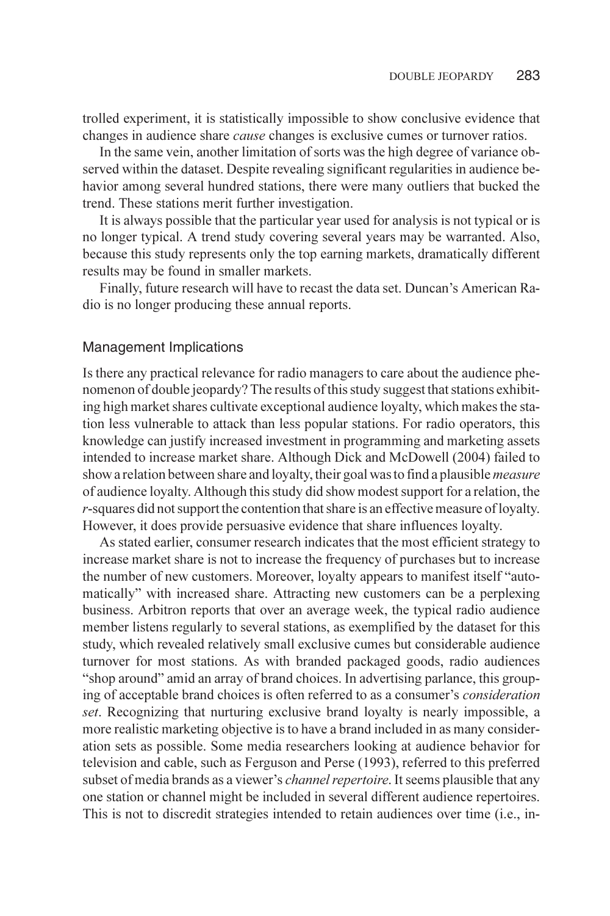trolled experiment, it is statistically impossible to show conclusive evidence that changes in audience share *cause* changes is exclusive cumes or turnover ratios.

In the same vein, another limitation of sorts was the high degree of variance observed within the dataset. Despite revealing significant regularities in audience behavior among several hundred stations, there were many outliers that bucked the trend. These stations merit further investigation.

It is always possible that the particular year used for analysis is not typical or is no longer typical. A trend study covering several years may be warranted. Also, because this study represents only the top earning markets, dramatically different results may be found in smaller markets.

Finally, future research will have to recast the data set. Duncan's American Radio is no longer producing these annual reports.

## Management Implications

Is there any practical relevance for radio managers to care about the audience phenomenon of double jeopardy? The results of this study suggest that stations exhibiting high market shares cultivate exceptional audience loyalty, which makes the station less vulnerable to attack than less popular stations. For radio operators, this knowledge can justify increased investment in programming and marketing assets intended to increase market share. Although Dick and McDowell (2004) failed to show a relation between share and loyalty, their goal was to find a plausible *measure* of audience loyalty. Although this study did show modest support for a relation, the *r*-squares did not support the contention that share is an effective measure of loyalty. However, it does provide persuasive evidence that share influences loyalty.

As stated earlier, consumer research indicates that the most efficient strategy to increase market share is not to increase the frequency of purchases but to increase the number of new customers. Moreover, loyalty appears to manifest itself "automatically" with increased share. Attracting new customers can be a perplexing business. Arbitron reports that over an average week, the typical radio audience member listens regularly to several stations, as exemplified by the dataset for this study, which revealed relatively small exclusive cumes but considerable audience turnover for most stations. As with branded packaged goods, radio audiences "shop around" amid an array of brand choices. In advertising parlance, this grouping of acceptable brand choices is often referred to as a consumer's *consideration set*. Recognizing that nurturing exclusive brand loyalty is nearly impossible, a more realistic marketing objective is to have a brand included in as many consideration sets as possible. Some media researchers looking at audience behavior for television and cable, such as Ferguson and Perse (1993), referred to this preferred subset of media brands as a viewer's *channel repertoire*. It seems plausible that any one station or channel might be included in several different audience repertoires. This is not to discredit strategies intended to retain audiences over time (i.e., in-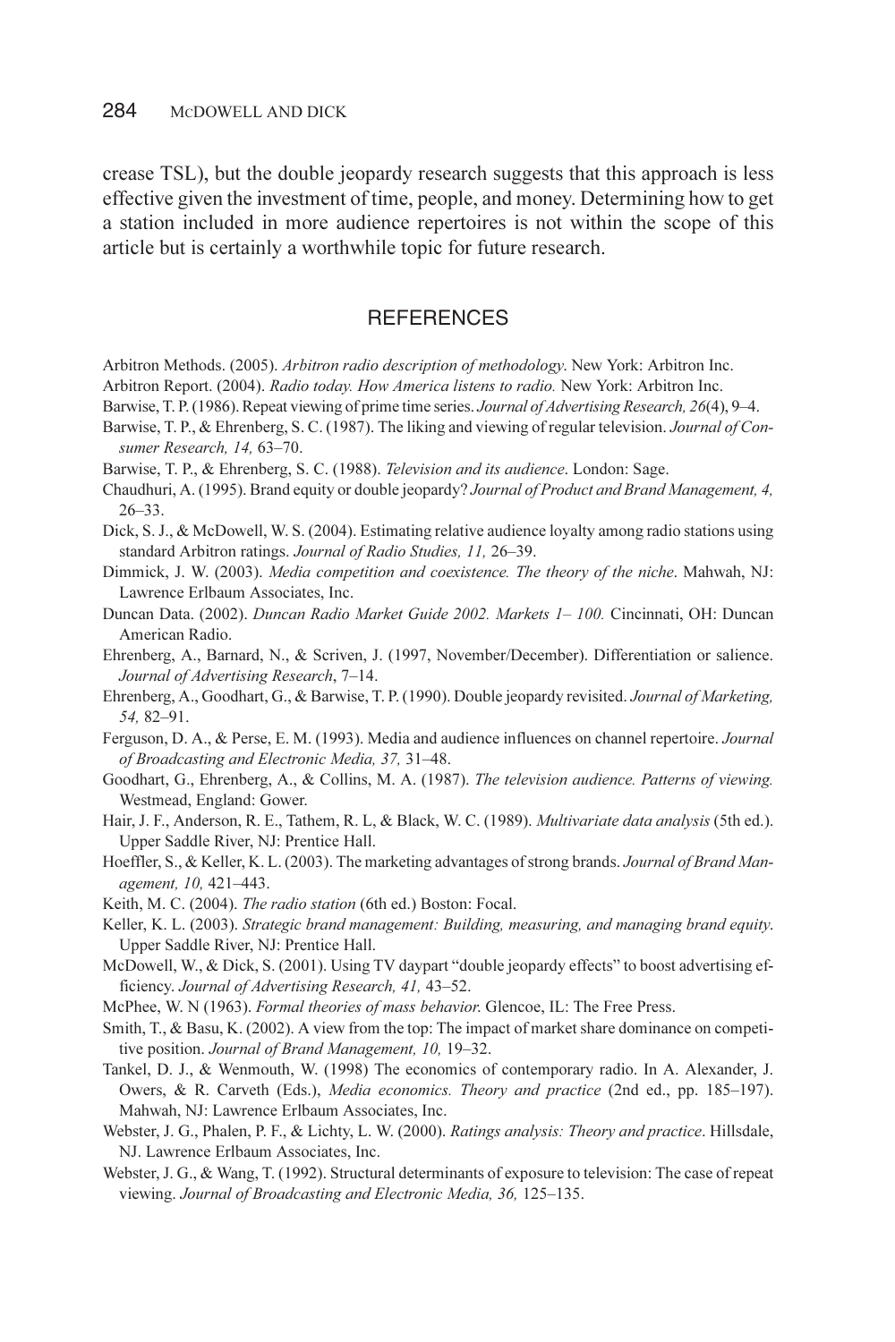crease TSL), but the double jeopardy research suggests that this approach is less effective given the investment of time, people, and money. Determining how to get a station included in more audience repertoires is not within the scope of this article but is certainly a worthwhile topic for future research.

## REFERENCES

Arbitron Methods. (2005). *Arbitron radio description of methodology*. New York: Arbitron Inc.

Arbitron Report. (2004). *Radio today. How America listens to radio.* New York: Arbitron Inc.

Barwise, T. P. (1986). Repeat viewing of prime time series. *Journal of Advertising Research, 26*(4), 9–4.

Barwise, T. P., & Ehrenberg, S. C. (1987). The liking and viewing of regular television. *Journal of Consumer Research, 14,* 63–70.

Barwise, T. P., & Ehrenberg, S. C. (1988). *Television and its audience*. London: Sage.

Chaudhuri, A. (1995). Brand equity or double jeopardy? *Journal of Product and Brand Management, 4,* 26–33.

Dick, S. J., & McDowell, W. S. (2004). Estimating relative audience loyalty among radio stations using standard Arbitron ratings. *Journal of Radio Studies, 11,* 26–39.

Dimmick, J. W. (2003). *Media competition and coexistence. The theory of the niche*. Mahwah, NJ: Lawrence Erlbaum Associates, Inc.

Duncan Data. (2002). *Duncan Radio Market Guide 2002. Markets 1– 100.* Cincinnati, OH: Duncan American Radio.

Ehrenberg, A., Barnard, N., & Scriven, J. (1997, November/December). Differentiation or salience. *Journal of Advertising Research*, 7–14.

Ehrenberg, A., Goodhart, G., & Barwise, T. P. (1990). Double jeopardy revisited. *Journal of Marketing, 54,* 82–91.

Ferguson, D. A., & Perse, E. M. (1993). Media and audience influences on channel repertoire. *Journal of Broadcasting and Electronic Media, 37,* 31–48.

Goodhart, G., Ehrenberg, A., & Collins, M. A. (1987). *The television audience. Patterns of viewing.* Westmead, England: Gower.

Hair, J. F., Anderson, R. E., Tathem, R. L, & Black, W. C. (1989). *Multivariate data analysis* (5th ed.). Upper Saddle River, NJ: Prentice Hall.

Hoeffler, S., & Keller, K. L. (2003). The marketing advantages of strong brands. *Journal of Brand Management, 10,* 421–443.

Keith, M. C. (2004). *The radio station* (6th ed.) Boston: Focal.

Keller, K. L. (2003). *Strategic brand management: Building, measuring, and managing brand equity*. Upper Saddle River, NJ: Prentice Hall.

McDowell, W., & Dick, S. (2001). Using TV daypart "double jeopardy effects" to boost advertising efficiency. *Journal of Advertising Research, 41,* 43–52.

McPhee, W. N (1963). *Formal theories of mass behavior.* Glencoe, IL: The Free Press.

Smith, T., & Basu, K. (2002). A view from the top: The impact of market share dominance on competitive position. *Journal of Brand Management, 10,* 19–32.

Tankel, D. J., & Wenmouth, W. (1998) The economics of contemporary radio. In A. Alexander, J. Owers, & R. Carveth (Eds.), *Media economics. Theory and practice* (2nd ed., pp. 185–197). Mahwah, NJ: Lawrence Erlbaum Associates, Inc.

Webster, J. G., Phalen, P. F., & Lichty, L. W. (2000). *Ratings analysis: Theory and practice*. Hillsdale, NJ. Lawrence Erlbaum Associates, Inc.

Webster, J. G., & Wang, T. (1992). Structural determinants of exposure to television: The case of repeat viewing. *Journal of Broadcasting and Electronic Media, 36,* 125–135.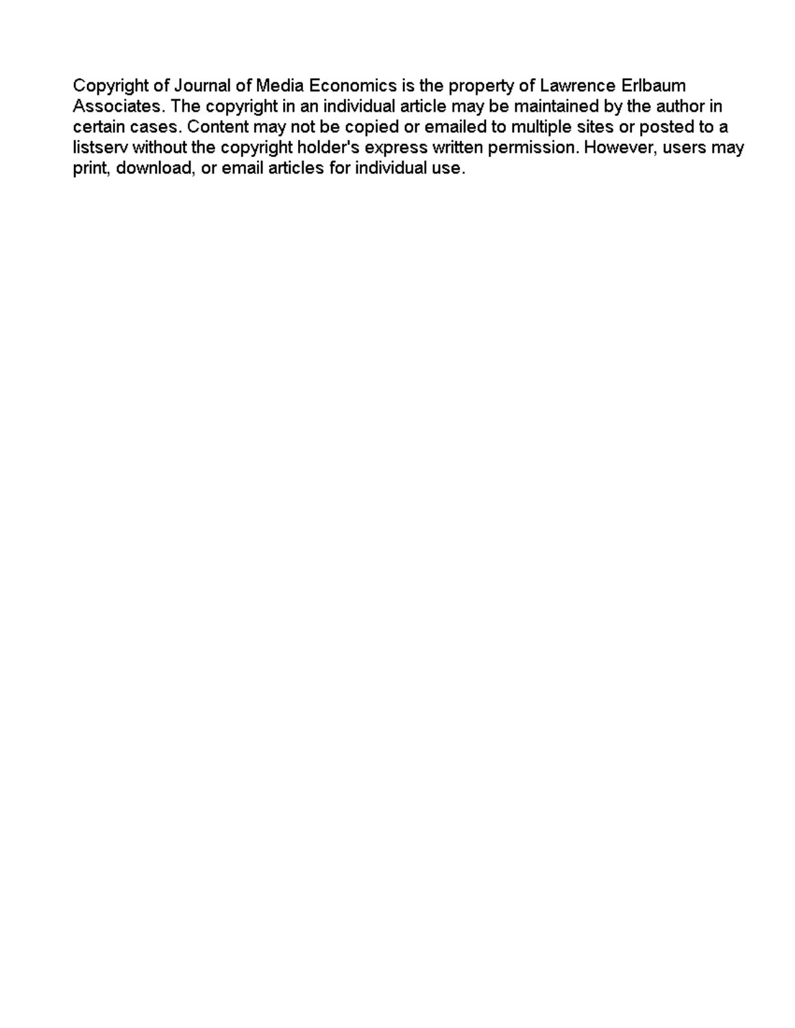Copyright of Journal of Media Economics is the property of Lawrence Erlbaum Associates. The copyright in an individual article may be maintained by the author in certain cases. Content may not be copied or emailed to multiple sites or posted to a listserv without the copyright holder's express written permission. However, users may print, download, or email articles for individual use.